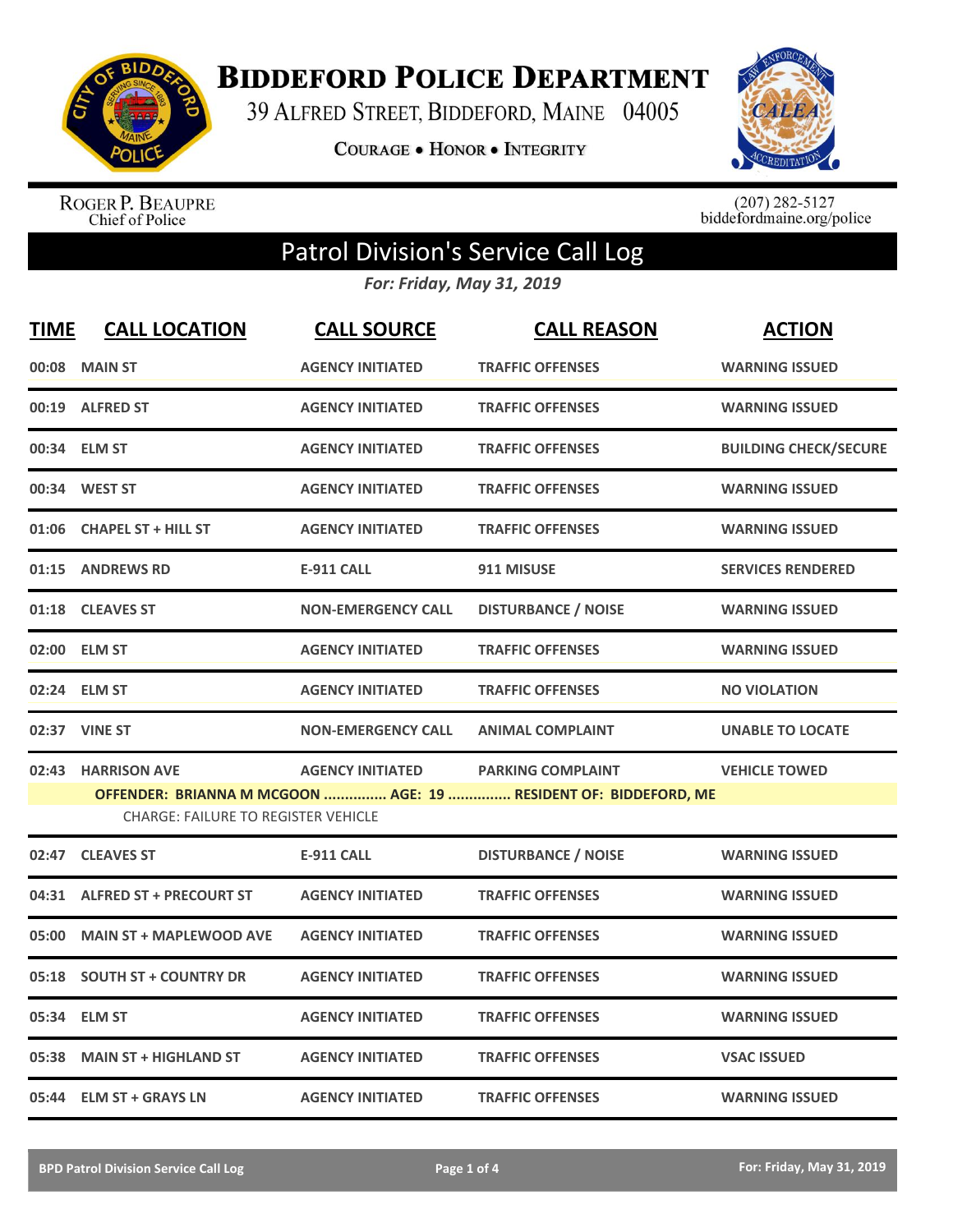# Biddeford Police Department

39 Alfred Street, Biddeford, Maine 04005

**Courage • Honor • Integrity**

Roger P. Beaupre
Chief of Police

(207) 282-5127
biddefordmaine.org/police

## Patrol Division's Service Call Log

*For: Friday, May 31, 2019*

| TIME | CALL LOCATION | CALL SOURCE | CALL REASON | ACTION |
|---|---|---|---|---|
| 00:08 | MAIN ST | AGENCY INITIATED | TRAFFIC OFFENSES | WARNING ISSUED |
| 00:19 | ALFRED ST | AGENCY INITIATED | TRAFFIC OFFENSES | WARNING ISSUED |
| 00:34 | ELM ST | AGENCY INITIATED | TRAFFIC OFFENSES | BUILDING CHECK/SECURE |
| 00:34 | WEST ST | AGENCY INITIATED | TRAFFIC OFFENSES | WARNING ISSUED |
| 01:06 | CHAPEL ST + HILL ST | AGENCY INITIATED | TRAFFIC OFFENSES | WARNING ISSUED |
| 01:15 | ANDREWS RD | E-911 CALL | 911 MISUSE | SERVICES RENDERED |
| 01:18 | CLEAVES ST | NON-EMERGENCY CALL | DISTURBANCE / NOISE | WARNING ISSUED |
| 02:00 | ELM ST | AGENCY INITIATED | TRAFFIC OFFENSES | WARNING ISSUED |
| 02:24 | ELM ST | AGENCY INITIATED | TRAFFIC OFFENSES | NO VIOLATION |
| 02:37 | VINE ST | NON-EMERGENCY CALL | ANIMAL COMPLAINT | UNABLE TO LOCATE |
| 02:43 | HARRISON AVE | AGENCY INITIATED | PARKING COMPLAINT | VEHICLE TOWED |
| | OFFENDER: BRIANNA M MCGOON ............... AGE: 19 ............... RESIDENT OF: BIDDEFORD, ME<br>CHARGE: FAILURE TO REGISTER VEHICLE | | | |
| 02:47 | CLEAVES ST | E-911 CALL | DISTURBANCE / NOISE | WARNING ISSUED |
| 04:31 | ALFRED ST + PRECOURT ST | AGENCY INITIATED | TRAFFIC OFFENSES | WARNING ISSUED |
| 05:00 | MAIN ST + MAPLEWOOD AVE | AGENCY INITIATED | TRAFFIC OFFENSES | WARNING ISSUED |
| 05:18 | SOUTH ST + COUNTRY DR | AGENCY INITIATED | TRAFFIC OFFENSES | WARNING ISSUED |
| 05:34 | ELM ST | AGENCY INITIATED | TRAFFIC OFFENSES | WARNING ISSUED |
| 05:38 | MAIN ST + HIGHLAND ST | AGENCY INITIATED | TRAFFIC OFFENSES | VSAC ISSUED |
| 05:44 | ELM ST + GRAYS LN | AGENCY INITIATED | TRAFFIC OFFENSES | WARNING ISSUED |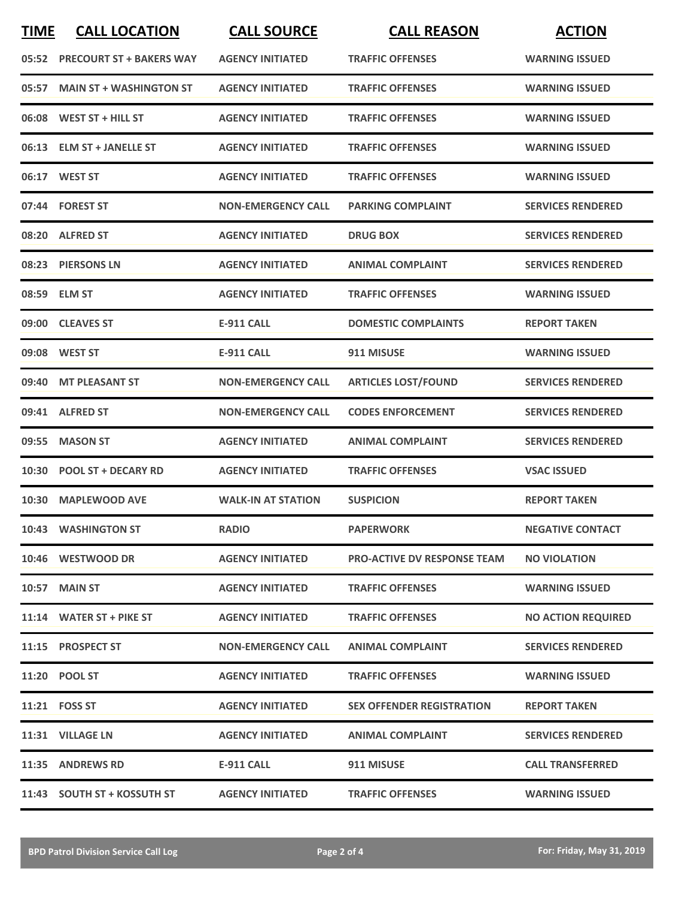| TIME | CALL LOCATION | CALL SOURCE | CALL REASON | ACTION |
|---|---|---|---|---|
| 05:52 | PRECOURT ST + BAKERS WAY | AGENCY INITIATED | TRAFFIC OFFENSES | WARNING ISSUED |
| 05:57 | MAIN ST + WASHINGTON ST | AGENCY INITIATED | TRAFFIC OFFENSES | WARNING ISSUED |
| 06:08 | WEST ST + HILL ST | AGENCY INITIATED | TRAFFIC OFFENSES | WARNING ISSUED |
| 06:13 | ELM ST + JANELLE ST | AGENCY INITIATED | TRAFFIC OFFENSES | WARNING ISSUED |
| 06:17 | WEST ST | AGENCY INITIATED | TRAFFIC OFFENSES | WARNING ISSUED |
| 07:44 | FOREST ST | NON-EMERGENCY CALL | PARKING COMPLAINT | SERVICES RENDERED |
| 08:20 | ALFRED ST | AGENCY INITIATED | DRUG BOX | SERVICES RENDERED |
| 08:23 | PIERSONS LN | AGENCY INITIATED | ANIMAL COMPLAINT | SERVICES RENDERED |
| 08:59 | ELM ST | AGENCY INITIATED | TRAFFIC OFFENSES | WARNING ISSUED |
| 09:00 | CLEAVES ST | E-911 CALL | DOMESTIC COMPLAINTS | REPORT TAKEN |
| 09:08 | WEST ST | E-911 CALL | 911 MISUSE | WARNING ISSUED |
| 09:40 | MT PLEASANT ST | NON-EMERGENCY CALL | ARTICLES LOST/FOUND | SERVICES RENDERED |
| 09:41 | ALFRED ST | NON-EMERGENCY CALL | CODES ENFORCEMENT | SERVICES RENDERED |
| 09:55 | MASON ST | AGENCY INITIATED | ANIMAL COMPLAINT | SERVICES RENDERED |
| 10:30 | POOL ST + DECARY RD | AGENCY INITIATED | TRAFFIC OFFENSES | VSAC ISSUED |
| 10:30 | MAPLEWOOD AVE | WALK-IN AT STATION | SUSPICION | REPORT TAKEN |
| 10:43 | WASHINGTON ST | RADIO | PAPERWORK | NEGATIVE CONTACT |
| 10:46 | WESTWOOD DR | AGENCY INITIATED | PRO-ACTIVE DV RESPONSE TEAM | NO VIOLATION |
| 10:57 | MAIN ST | AGENCY INITIATED | TRAFFIC OFFENSES | WARNING ISSUED |
| 11:14 | WATER ST + PIKE ST | AGENCY INITIATED | TRAFFIC OFFENSES | NO ACTION REQUIRED |
| 11:15 | PROSPECT ST | NON-EMERGENCY CALL | ANIMAL COMPLAINT | SERVICES RENDERED |
| 11:20 | POOL ST | AGENCY INITIATED | TRAFFIC OFFENSES | WARNING ISSUED |
| 11:21 | FOSS ST | AGENCY INITIATED | SEX OFFENDER REGISTRATION | REPORT TAKEN |
| 11:31 | VILLAGE LN | AGENCY INITIATED | ANIMAL COMPLAINT | SERVICES RENDERED |
| 11:35 | ANDREWS RD | E-911 CALL | 911 MISUSE | CALL TRANSFERRED |
| 11:43 | SOUTH ST + KOSSUTH ST | AGENCY INITIATED | TRAFFIC OFFENSES | WARNING ISSUED |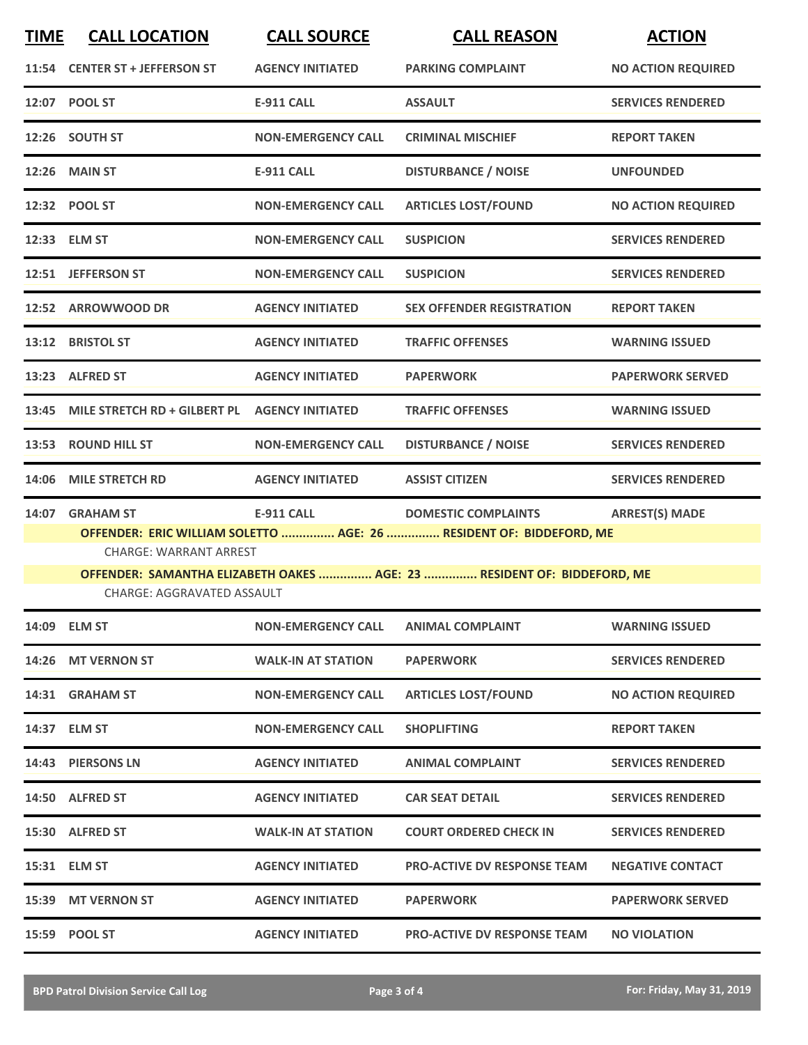| TIME | CALL LOCATION | CALL SOURCE | CALL REASON | ACTION |
|---|---|---|---|---|
| 11:54 | CENTER ST + JEFFERSON ST | AGENCY INITIATED | PARKING COMPLAINT | NO ACTION REQUIRED |
| 12:07 | POOL ST | E-911 CALL | ASSAULT | SERVICES RENDERED |
| 12:26 | SOUTH ST | NON-EMERGENCY CALL | CRIMINAL MISCHIEF | REPORT TAKEN |
| 12:26 | MAIN ST | E-911 CALL | DISTURBANCE / NOISE | UNFOUNDED |
| 12:32 | POOL ST | NON-EMERGENCY CALL | ARTICLES LOST/FOUND | NO ACTION REQUIRED |
| 12:33 | ELM ST | NON-EMERGENCY CALL | SUSPICION | SERVICES RENDERED |
| 12:51 | JEFFERSON ST | NON-EMERGENCY CALL | SUSPICION | SERVICES RENDERED |
| 12:52 | ARROWWOOD DR | AGENCY INITIATED | SEX OFFENDER REGISTRATION | REPORT TAKEN |
| 13:12 | BRISTOL ST | AGENCY INITIATED | TRAFFIC OFFENSES | WARNING ISSUED |
| 13:23 | ALFRED ST | AGENCY INITIATED | PAPERWORK | PAPERWORK SERVED |
| 13:45 | MILE STRETCH RD + GILBERT PL | AGENCY INITIATED | TRAFFIC OFFENSES | WARNING ISSUED |
| 13:53 | ROUND HILL ST | NON-EMERGENCY CALL | DISTURBANCE / NOISE | SERVICES RENDERED |
| 14:06 | MILE STRETCH RD | AGENCY INITIATED | ASSIST CITIZEN | SERVICES RENDERED |
| 14:07 | GRAHAM ST | E-911 CALL | DOMESTIC COMPLAINTS | ARREST(S) MADE |

**OFFENDER: ERIC WILLIAM SOLETTO ............... AGE: 26 ............... RESIDENT OF: BIDDEFORD, ME**

CHARGE: WARRANT ARREST

**OFFENDER: SAMANTHA ELIZABETH OAKES ............... AGE: 23 ............... RESIDENT OF: BIDDEFORD, ME**

CHARGE: AGGRAVATED ASSAULT

| TIME | CALL LOCATION | CALL SOURCE | CALL REASON | ACTION |
|---|---|---|---|---|
| 14:09 | ELM ST | NON-EMERGENCY CALL | ANIMAL COMPLAINT | WARNING ISSUED |
| 14:26 | MT VERNON ST | WALK-IN AT STATION | PAPERWORK | SERVICES RENDERED |
| 14:31 | GRAHAM ST | NON-EMERGENCY CALL | ARTICLES LOST/FOUND | NO ACTION REQUIRED |
| 14:37 | ELM ST | NON-EMERGENCY CALL | SHOPLIFTING | REPORT TAKEN |
| 14:43 | PIERSONS LN | AGENCY INITIATED | ANIMAL COMPLAINT | SERVICES RENDERED |
| 14:50 | ALFRED ST | AGENCY INITIATED | CAR SEAT DETAIL | SERVICES RENDERED |
| 15:30 | ALFRED ST | WALK-IN AT STATION | COURT ORDERED CHECK IN | SERVICES RENDERED |
| 15:31 | ELM ST | AGENCY INITIATED | PRO-ACTIVE DV RESPONSE TEAM | NEGATIVE CONTACT |
| 15:39 | MT VERNON ST | AGENCY INITIATED | PAPERWORK | PAPERWORK SERVED |
| 15:59 | POOL ST | AGENCY INITIATED | PRO-ACTIVE DV RESPONSE TEAM | NO VIOLATION |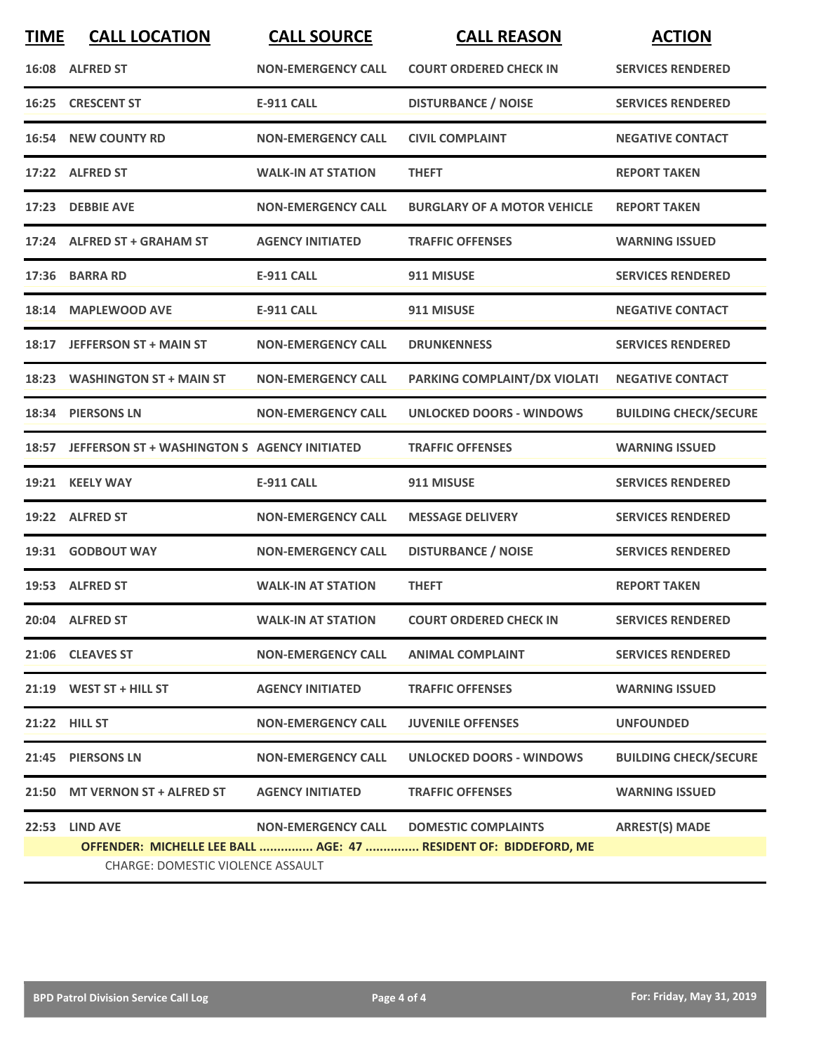| TIME | CALL LOCATION | CALL SOURCE | CALL REASON | ACTION |
|---|---|---|---|---|
| 16:08 | ALFRED ST | NON-EMERGENCY CALL | COURT ORDERED CHECK IN | SERVICES RENDERED |
| 16:25 | CRESCENT ST | E-911 CALL | DISTURBANCE / NOISE | SERVICES RENDERED |
| 16:54 | NEW COUNTY RD | NON-EMERGENCY CALL | CIVIL COMPLAINT | NEGATIVE CONTACT |
| 17:22 | ALFRED ST | WALK-IN AT STATION | THEFT | REPORT TAKEN |
| 17:23 | DEBBIE AVE | NON-EMERGENCY CALL | BURGLARY OF A MOTOR VEHICLE | REPORT TAKEN |
| 17:24 | ALFRED ST + GRAHAM ST | AGENCY INITIATED | TRAFFIC OFFENSES | WARNING ISSUED |
| 17:36 | BARRA RD | E-911 CALL | 911 MISUSE | SERVICES RENDERED |
| 18:14 | MAPLEWOOD AVE | E-911 CALL | 911 MISUSE | NEGATIVE CONTACT |
| 18:17 | JEFFERSON ST + MAIN ST | NON-EMERGENCY CALL | DRUNKENNESS | SERVICES RENDERED |
| 18:23 | WASHINGTON ST + MAIN ST | NON-EMERGENCY CALL | PARKING COMPLAINT/DX VIOLATI | NEGATIVE CONTACT |
| 18:34 | PIERSONS LN | NON-EMERGENCY CALL | UNLOCKED DOORS - WINDOWS | BUILDING CHECK/SECURE |
| 18:57 | JEFFERSON ST + WASHINGTON S | AGENCY INITIATED | TRAFFIC OFFENSES | WARNING ISSUED |
| 19:21 | KEELY WAY | E-911 CALL | 911 MISUSE | SERVICES RENDERED |
| 19:22 | ALFRED ST | NON-EMERGENCY CALL | MESSAGE DELIVERY | SERVICES RENDERED |
| 19:31 | GODBOUT WAY | NON-EMERGENCY CALL | DISTURBANCE / NOISE | SERVICES RENDERED |
| 19:53 | ALFRED ST | WALK-IN AT STATION | THEFT | REPORT TAKEN |
| 20:04 | ALFRED ST | WALK-IN AT STATION | COURT ORDERED CHECK IN | SERVICES RENDERED |
| 21:06 | CLEAVES ST | NON-EMERGENCY CALL | ANIMAL COMPLAINT | SERVICES RENDERED |
| 21:19 | WEST ST + HILL ST | AGENCY INITIATED | TRAFFIC OFFENSES | WARNING ISSUED |
| 21:22 | HILL ST | NON-EMERGENCY CALL | JUVENILE OFFENSES | UNFOUNDED |
| 21:45 | PIERSONS LN | NON-EMERGENCY CALL | UNLOCKED DOORS - WINDOWS | BUILDING CHECK/SECURE |
| 21:50 | MT VERNON ST + ALFRED ST | AGENCY INITIATED | TRAFFIC OFFENSES | WARNING ISSUED |
| 22:53 | LIND AVE | NON-EMERGENCY CALL | DOMESTIC COMPLAINTS | ARREST(S) MADE |

**OFFENDER: MICHELLE LEE BALL ............... AGE: 47 ............... RESIDENT OF: BIDDEFORD, ME**

CHARGE: DOMESTIC VIOLENCE ASSAULT